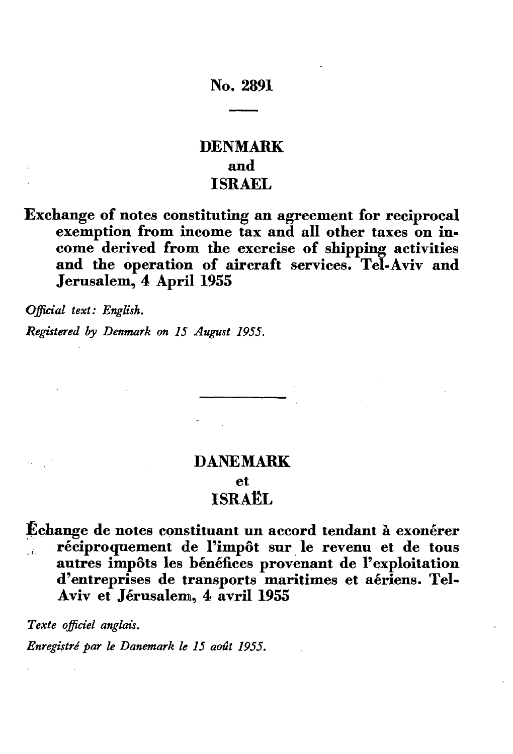# No. 2891

## DENMARK
## and
## ISRAEL

**Exchange of notes constituting an agreement for reciprocal exemption from income tax and all other taxes on income derived from the exercise of shipping activities and the operation of aircraft services. Tel-Aviv and Jerusalem, 4 April 1955**

*Official text: English.*

*Registered by Denmark on 15 August 1955.*

---

## DANEMARK
## et
## ISRAËL

**Échange de notes constituant un accord tendant à exonérer réciproquement de l'impôt sur le revenu et de tous autres impôts les bénéfices provenant de l'exploitation d'entreprises de transports maritimes et aériens. Tel-Aviv et Jérusalem, 4 avril 1955**

*Texte officiel anglais.*

*Enregistré par le Danemark le 15 août 1955.*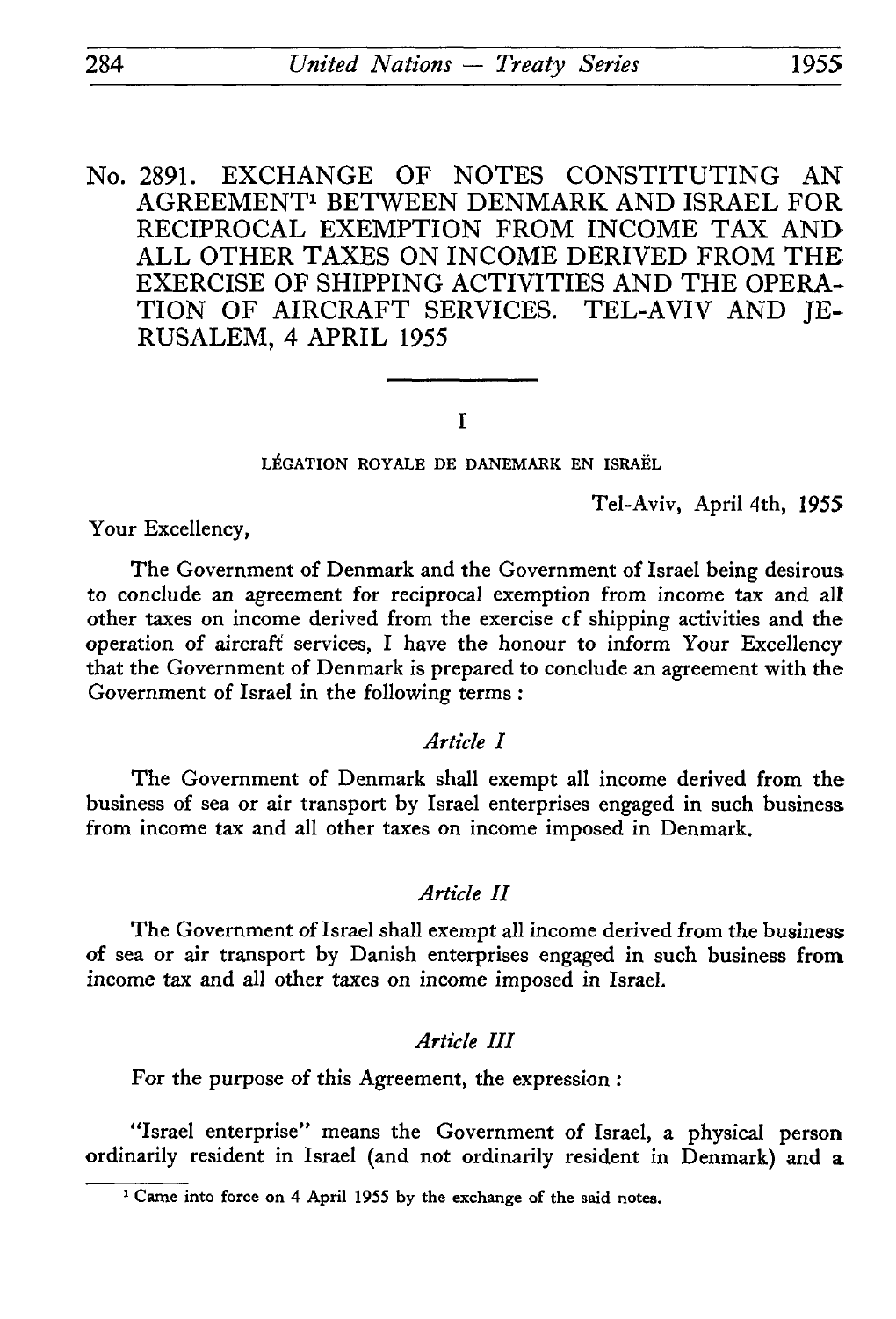# No. 2891. EXCHANGE OF NOTES CONSTITUTING AN AGREEMENT[1] BETWEEN DENMARK AND ISRAEL FOR RECIPROCAL EXEMPTION FROM INCOME TAX AND ALL OTHER TAXES ON INCOME DERIVED FROM THE EXERCISE OF SHIPPING ACTIVITIES AND THE OPERATION OF AIRCRAFT SERVICES. TEL-AVIV AND JERUSALEM, 4 APRIL 1955

I

LÉGATION ROYALE DE DANEMARK EN ISRAËL

Tel-Aviv, April 4th, 1955

Your Excellency,

The Government of Denmark and the Government of Israel being desirous to conclude an agreement for reciprocal exemption from income tax and all other taxes on income derived from the exercise of shipping activities and the operation of aircraft services, I have the honour to inform Your Excellency that the Government of Denmark is prepared to conclude an agreement with the Government of Israel in the following terms :

*Article I*

The Government of Denmark shall exempt all income derived from the business of sea or air transport by Israel enterprises engaged in such business from income tax and all other taxes on income imposed in Denmark.

*Article II*

The Government of Israel shall exempt all income derived from the business of sea or air transport by Danish enterprises engaged in such business from income tax and all other taxes on income imposed in Israel.

*Article III*

For the purpose of this Agreement, the expression :

"Israel enterprise" means the Government of Israel, a physical person ordinarily resident in Israel (and not ordinarily resident in Denmark) and a

[1] Came into force on 4 April 1955 by the exchange of the said notes.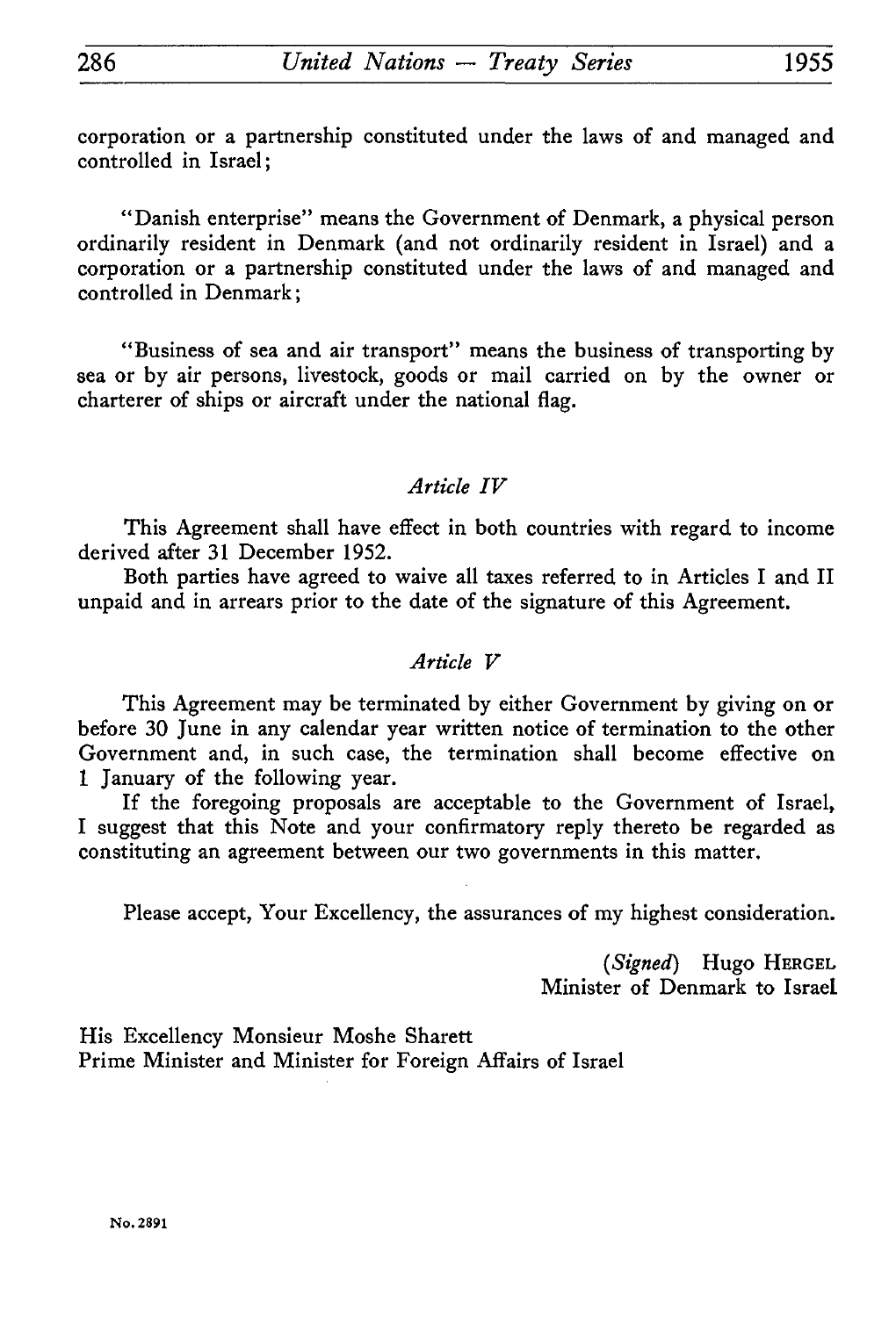corporation or a partnership constituted under the laws of and managed and controlled in Israel;

"Danish enterprise" means the Government of Denmark, a physical person ordinarily resident in Denmark (and not ordinarily resident in Israel) and a corporation or a partnership constituted under the laws of and managed and controlled in Denmark;

"Business of sea and air transport" means the business of transporting by sea or by air persons, livestock, goods or mail carried on by the owner or charterer of ships or aircraft under the national flag.

*Article IV*

This Agreement shall have effect in both countries with regard to income derived after 31 December 1952.

Both parties have agreed to waive all taxes referred to in Articles I and II unpaid and in arrears prior to the date of the signature of this Agreement.

*Article V*

This Agreement may be terminated by either Government by giving on or before 30 June in any calendar year written notice of termination to the other Government and, in such case, the termination shall become effective on 1 January of the following year.

If the foregoing proposals are acceptable to the Government of Israel, I suggest that this Note and your confirmatory reply thereto be regarded as constituting an agreement between our two governments in this matter.

Please accept, Your Excellency, the assurances of my highest consideration.

(*Signed*) Hugo HERGEL
Minister of Denmark to Israel

His Excellency Monsieur Moshe Sharett
Prime Minister and Minister for Foreign Affairs of Israel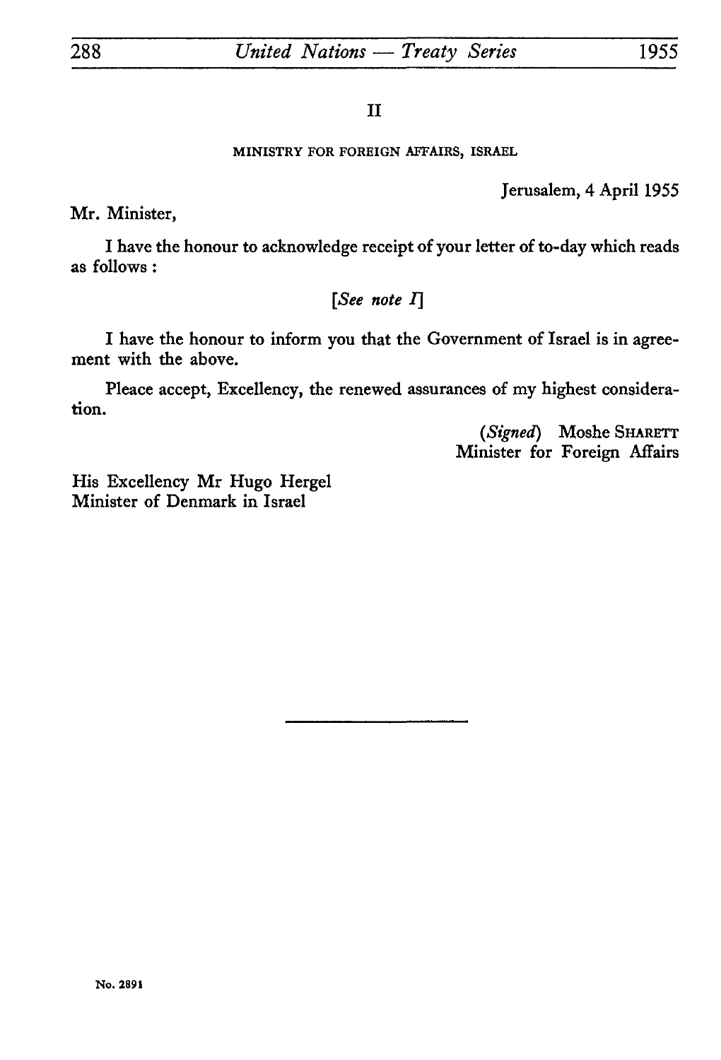II

MINISTRY FOR FOREIGN AFFAIRS, ISRAEL

Jerusalem, 4 April 1955

Mr. Minister,

I have the honour to acknowledge receipt of your letter of to-day which reads as follows :

*[See note I]*

I have the honour to inform you that the Government of Israel is in agreement with the above.

Pleace accept, Excellency, the renewed assurances of my highest consideration.

(*Signed*) Moshe SHARETT
Minister for Foreign Affairs

His Excellency Mr Hugo Hergel
Minister of Denmark in Israel